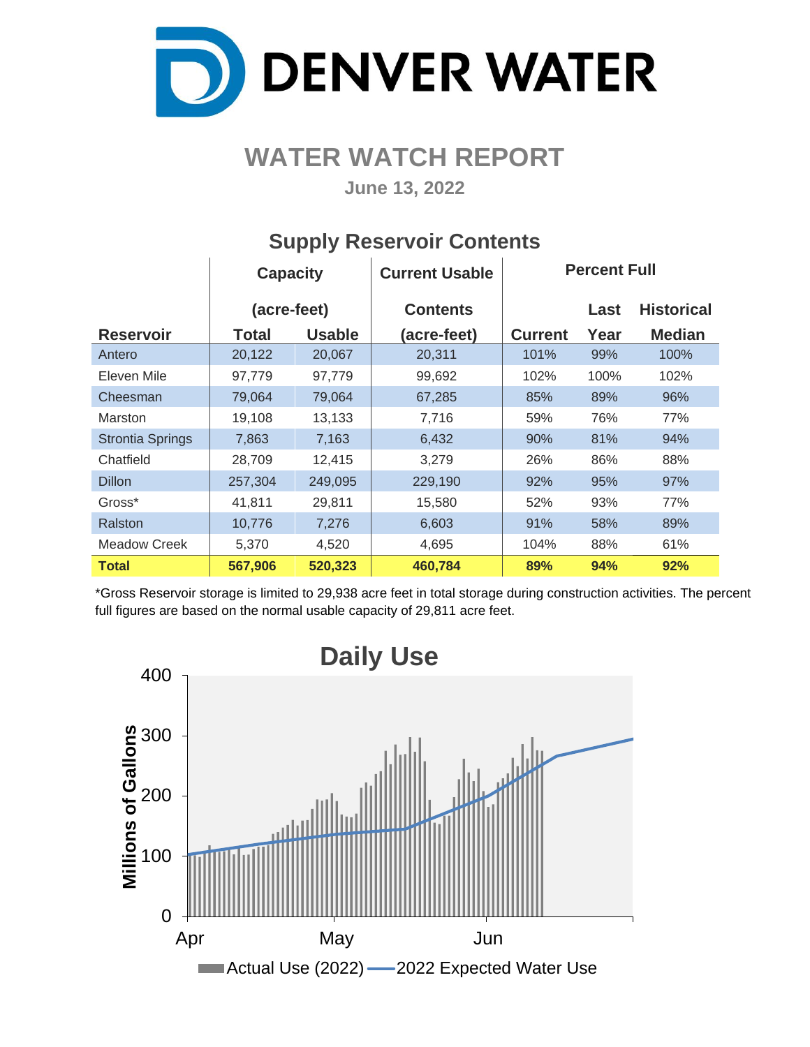# DENVER WATER

## WATER WATCH REPORT

**June 13, 2022**

### Supply Reservoir Contents

| Reservoir | Capacity (acre-feet) Total | Usable | Current Usable Contents (acre-feet) | Percent Full Current | Last Year | Historical Median |
|---|---|---|---|---|---|---|
| Antero | 20,122 | 20,067 | 20,311 | 101% | 99% | 100% |
| Eleven Mile | 97,779 | 97,779 | 99,692 | 102% | 100% | 102% |
| Cheesman | 79,064 | 79,064 | 67,285 | 85% | 89% | 96% |
| Marston | 19,108 | 13,133 | 7,716 | 59% | 76% | 77% |
| Strontia Springs | 7,863 | 7,163 | 6,432 | 90% | 81% | 94% |
| Chatfield | 28,709 | 12,415 | 3,279 | 26% | 86% | 88% |
| Dillon | 257,304 | 249,095 | 229,190 | 92% | 95% | 97% |
| Gross* | 41,811 | 29,811 | 15,580 | 52% | 93% | 77% |
| Ralston | 10,776 | 7,276 | 6,603 | 91% | 58% | 89% |
| Meadow Creek | 5,370 | 4,520 | 4,695 | 104% | 88% | 61% |
| **Total** | **567,906** | **520,323** | **460,784** | **89%** | **94%** | **92%** |

*Gross Reservoir storage is limited to 29,938 acre feet in total storage during construction activities. The percent full figures are based on the normal usable capacity of 29,811 acre feet.

### Daily Use

Millions of Gallons (0–400), Apr – Jun

Actual Use (2022) — 2022 Expected Water Use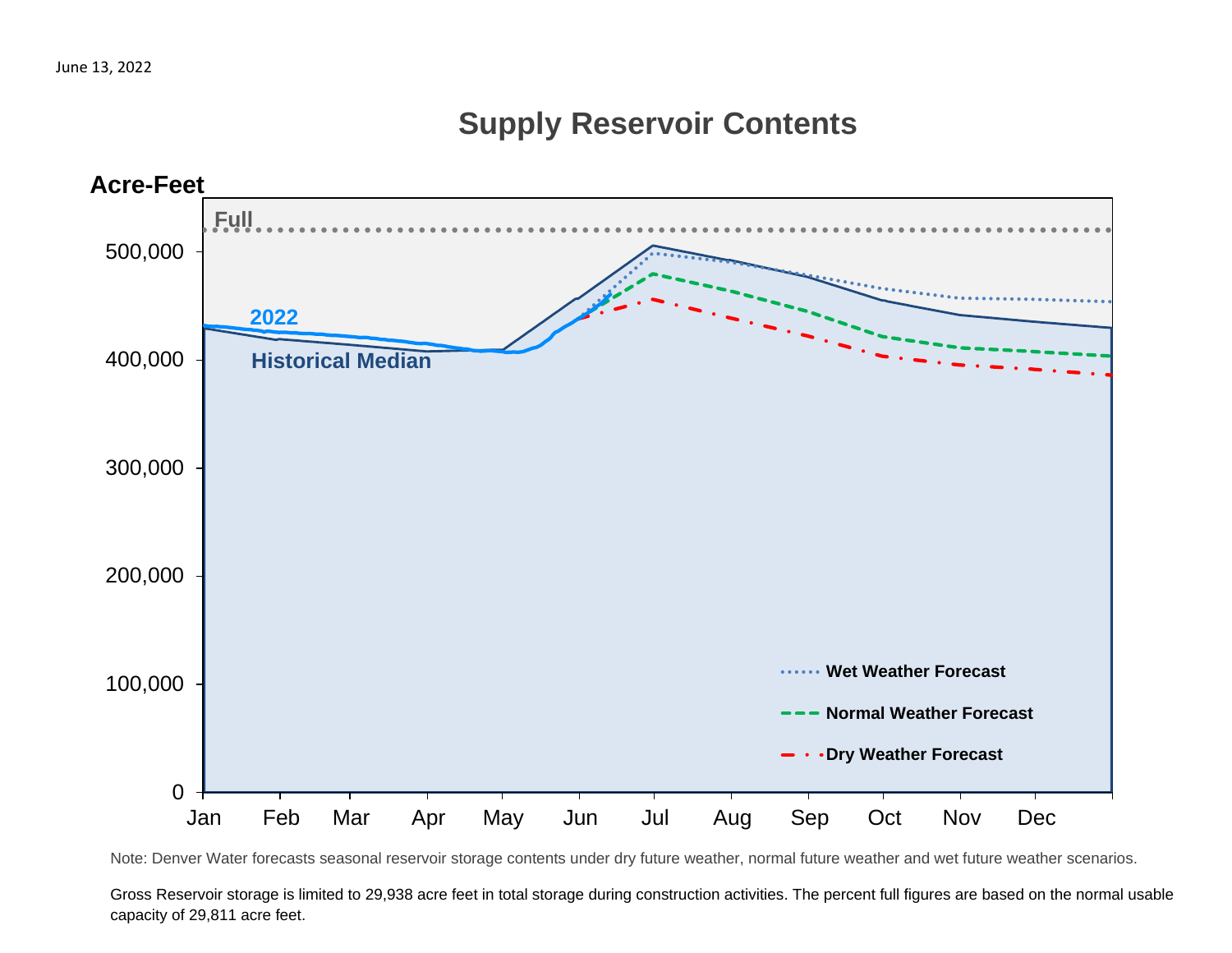June 13, 2022

## Supply Reservoir Contents

Acre-Feet

Full

2022

Historical Median

500,000
400,000
300,000
200,000
100,000
0

Jan Feb Mar Apr May Jun Jul Aug Sep Oct Nov Dec

Wet Weather Forecast

Normal Weather Forecast

Dry Weather Forecast

Note: Denver Water forecasts seasonal reservoir storage contents under dry future weather, normal future weather and wet future weather scenarios.

Gross Reservoir storage is limited to 29,938 acre feet in total storage during construction activities. The percent full figures are based on the normal usable capacity of 29,811 acre feet.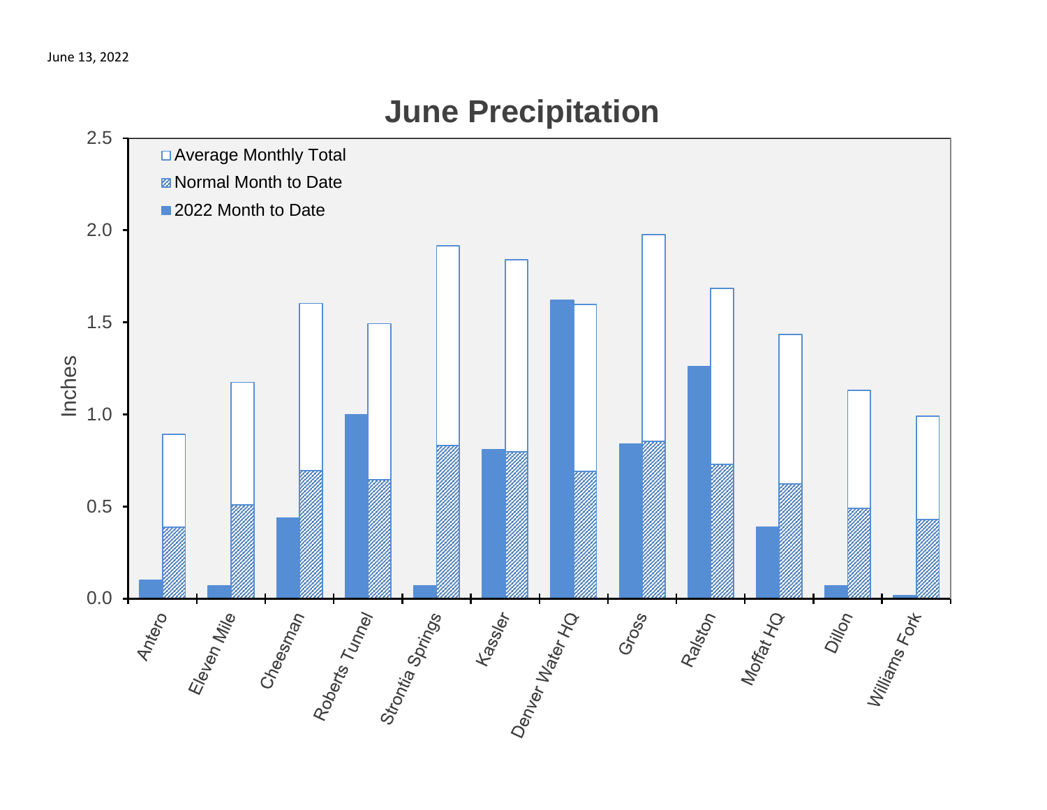June 13, 2022

## June Precipitation

- Average Monthly Total
- Normal Month to Date
- 2022 Month to Date

Inches

2.5
2.0
1.5
1.0
0.5
0.0

Antero, Eleven Mile, Cheesman, Roberts Tunnel, Strontia Springs, Kassler, Denver Water HQ, Gross, Ralston, Moffat HQ, Dillon, Williams Fork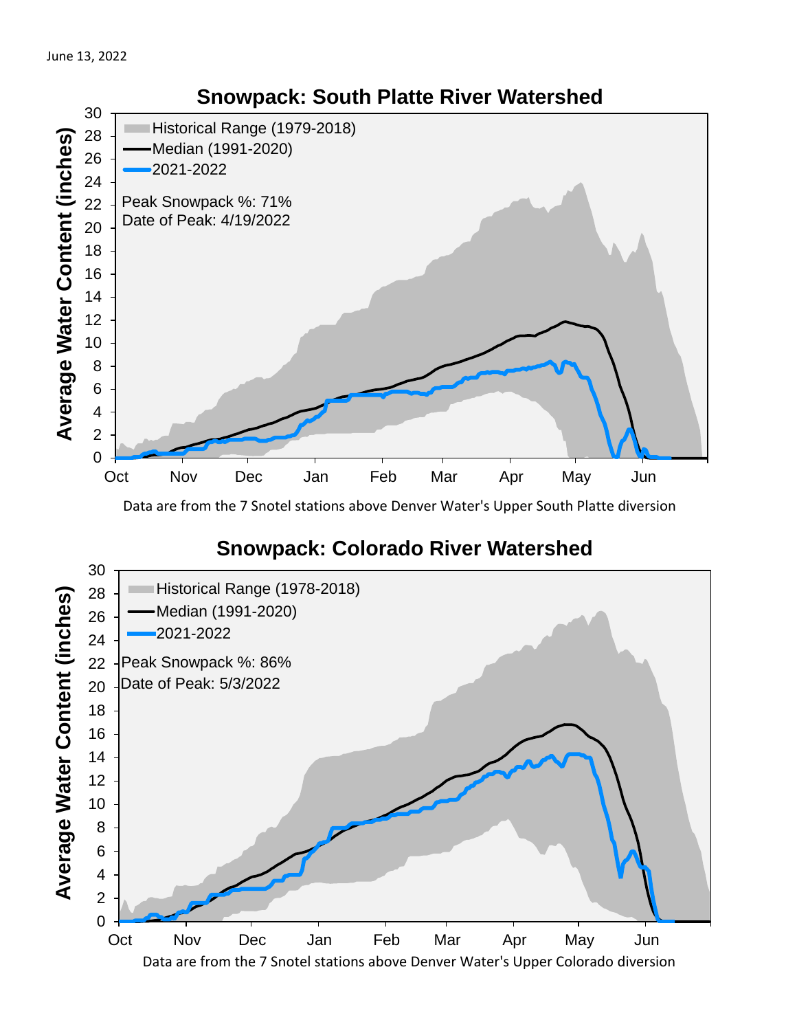June 13, 2022

## Snowpack: South Platte River Watershed

Historical Range (1979-2018)
Median (1991-2020)
2021-2022

Peak Snowpack %: 71%
Date of Peak: 4/19/2022

Average Water Content (inches)

Oct Nov Dec Jan Feb Mar Apr May Jun

Data are from the 7 Snotel stations above Denver Water's Upper South Platte diversion

## Snowpack: Colorado River Watershed

Historical Range (1978-2018)
Median (1991-2020)
2021-2022

Peak Snowpack %: 86%
Date of Peak: 5/3/2022

Average Water Content (inches)

Oct Nov Dec Jan Feb Mar Apr May Jun

Data are from the 7 Snotel stations above Denver Water's Upper Colorado diversion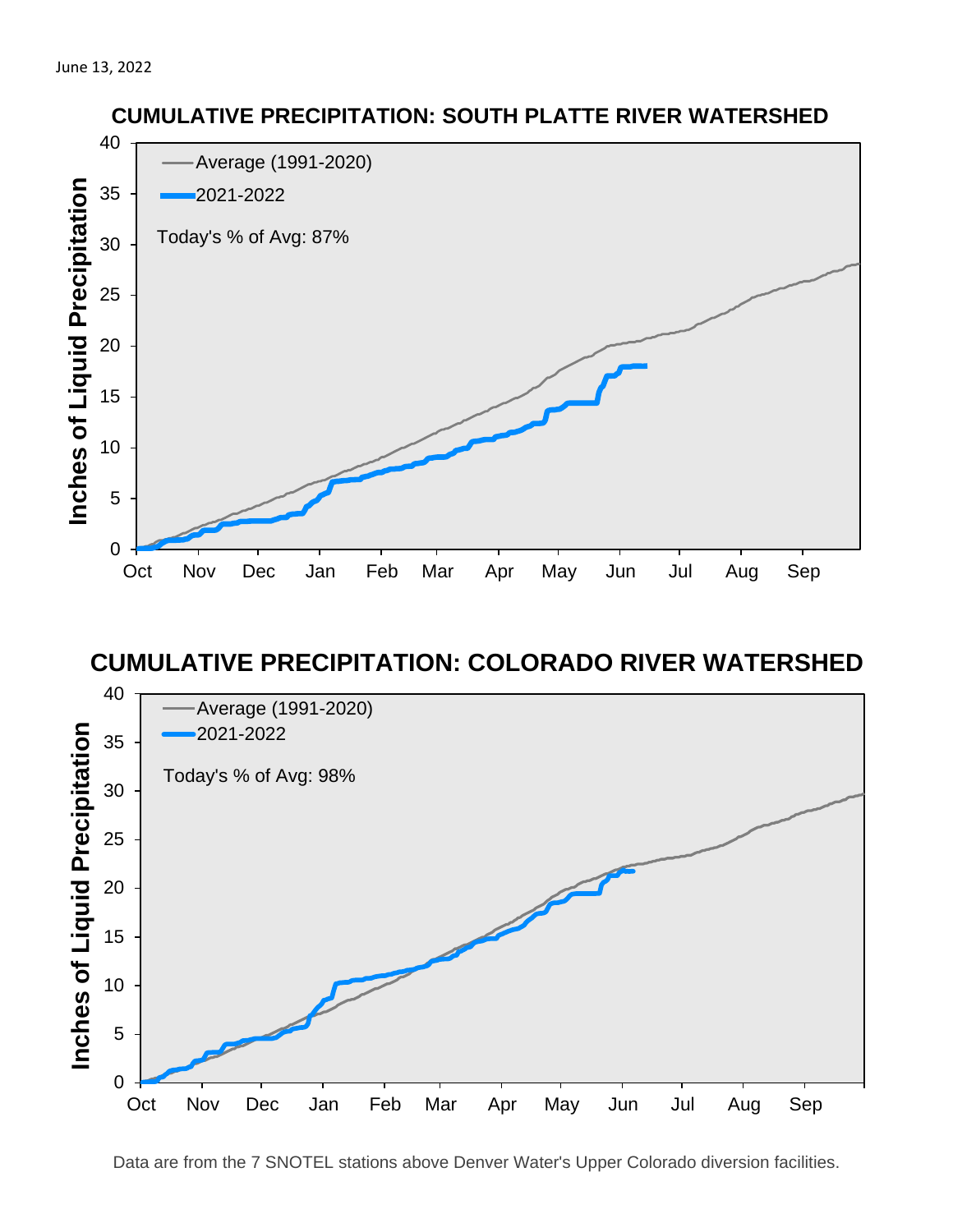June 13, 2022

## CUMULATIVE PRECIPITATION: SOUTH PLATTE RIVER WATERSHED

Average (1991-2020)

2021-2022

Today's % of Avg: 87%

Inches of Liquid Precipitation

## CUMULATIVE PRECIPITATION: COLORADO RIVER WATERSHED

Average (1991-2020)

2021-2022

Today's % of Avg: 98%

Inches of Liquid Precipitation

Data are from the 7 SNOTEL stations above Denver Water's Upper Colorado diversion facilities.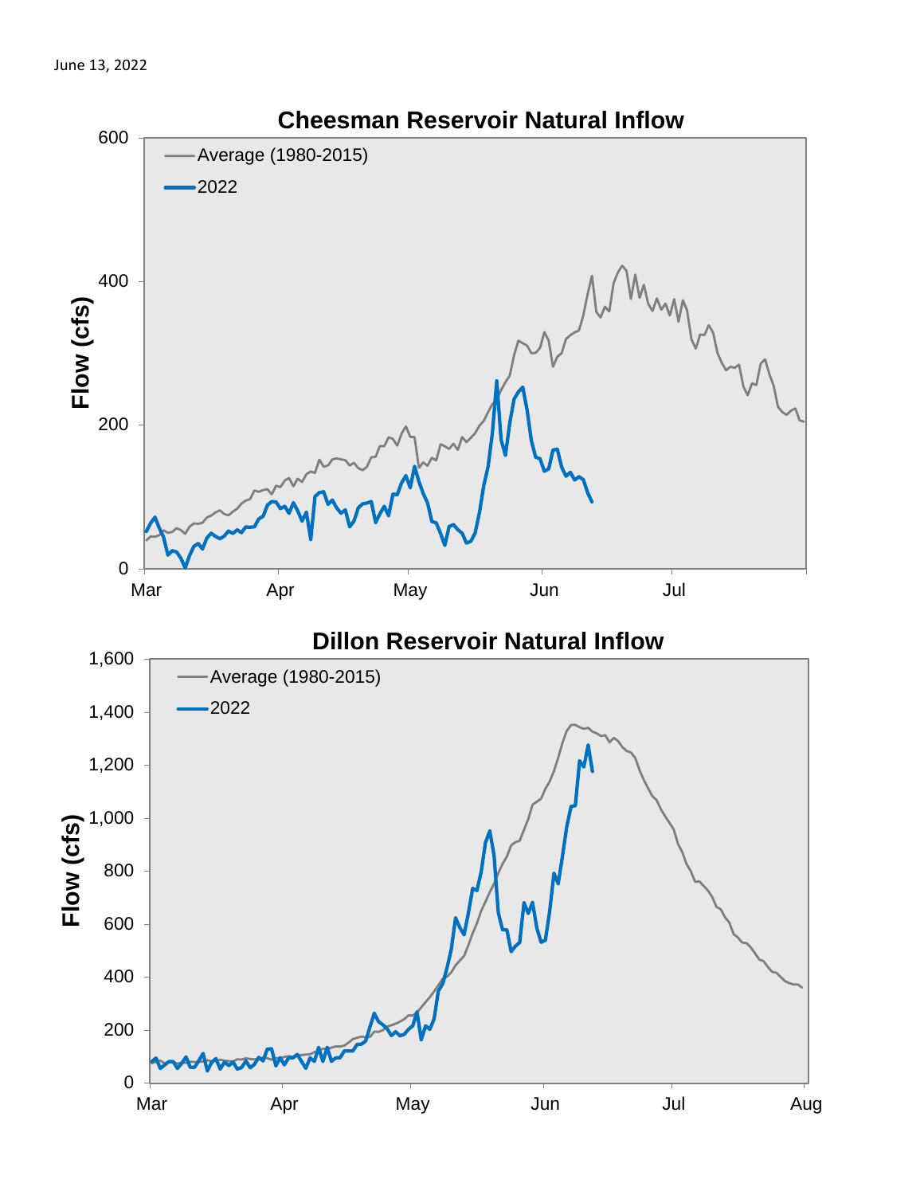June 13, 2022

## Cheesman Reservoir Natural Inflow

Flow (cfs)

Average (1980-2015)

2022

0, 200, 400, 600

Mar, Apr, May, Jun, Jul

## Dillon Reservoir Natural Inflow

Flow (cfs)

Average (1980-2015)

2022

0, 200, 400, 600, 800, 1,000, 1,200, 1,400, 1,600

Mar, Apr, May, Jun, Jul, Aug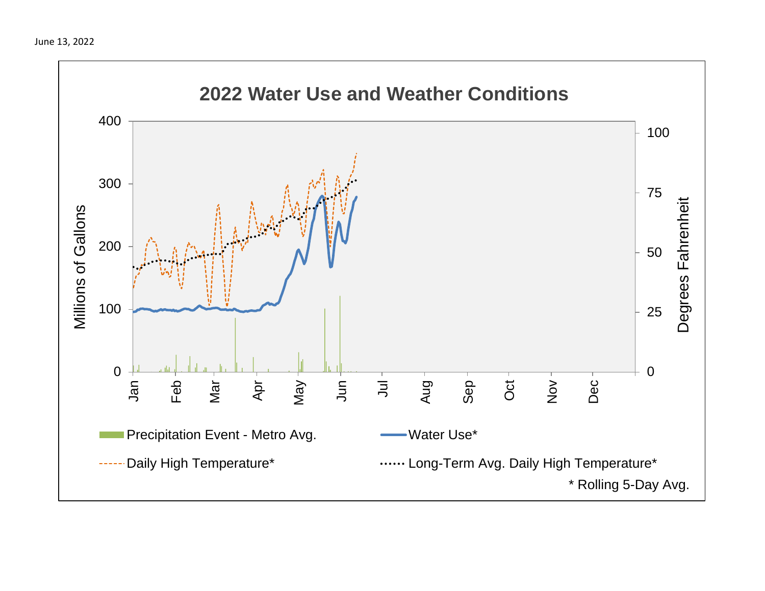June 13, 2022

# 2022 Water Use and Weather Conditions

Millions of Gallons: 0, 100, 200, 300, 400

Degrees Fahrenheit: 0, 25, 50, 75, 100

Jan, Feb, Mar, Apr, May, Jun, Jul, Aug, Sep, Oct, Nov, Dec

Precipitation Event - Metro Avg.

Water Use*

Daily High Temperature*

Long-Term Avg. Daily High Temperature*

* Rolling 5-Day Avg.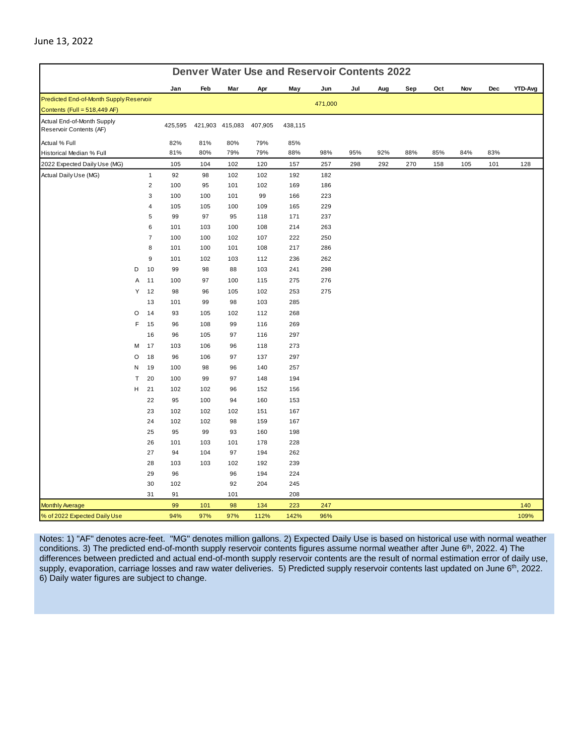June 13, 2022

| Denver Water Use and Reservoir Contents 2022 | | | | | | | | | | | | | | | |
|---|---|---|---|---|---|---|---|---|---|---|---|---|---|---|---|
| | | | Jan | Feb | Mar | Apr | May | Jun | Jul | Aug | Sep | Oct | Nov | Dec | YTD-Avg |
| Predicted End-of-Month Supply Reservoir Contents (Full = 518,449 AF) | | | | | | | | 471,000 | | | | | | | |
| Actual End-of-Month Supply Reservoir Contents (AF) | | | 425,595 | 421,903 | 415,083 | 407,905 | 438,115 | | | | | | | | |
| Actual % Full | | | 82% | 81% | 80% | 79% | 85% | | | | | | | | |
| Historical Median % Full | | | 81% | 80% | 79% | 79% | 88% | 98% | 95% | 92% | 88% | 85% | 84% | 83% | |
| 2022 Expected Daily Use (MG) | | | 105 | 104 | 102 | 120 | 157 | 257 | 298 | 292 | 270 | 158 | 105 | 101 | 128 |
| Actual Daily Use (MG) | | 1 | 92 | 98 | 102 | 102 | 192 | 182 | | | | | | | |
| | | 2 | 100 | 95 | 101 | 102 | 169 | 186 | | | | | | | |
| | | 3 | 100 | 100 | 101 | 99 | 166 | 223 | | | | | | | |
| | | 4 | 105 | 105 | 100 | 109 | 165 | 229 | | | | | | | |
| | | 5 | 99 | 97 | 95 | 118 | 171 | 237 | | | | | | | |
| | | 6 | 101 | 103 | 100 | 108 | 214 | 263 | | | | | | | |
| | | 7 | 100 | 100 | 102 | 107 | 222 | 250 | | | | | | | |
| | | 8 | 101 | 100 | 101 | 108 | 217 | 286 | | | | | | | |
| | | 9 | 101 | 102 | 103 | 112 | 236 | 262 | | | | | | | |
| | D | 10 | 99 | 98 | 88 | 103 | 241 | 298 | | | | | | | |
| | A | 11 | 100 | 97 | 100 | 115 | 275 | 276 | | | | | | | |
| | Y | 12 | 98 | 96 | 105 | 102 | 253 | 275 | | | | | | | |
| | | 13 | 101 | 99 | 98 | 103 | 285 | | | | | | | | |
| | O | 14 | 93 | 105 | 102 | 112 | 268 | | | | | | | | |
| | F | 15 | 96 | 108 | 99 | 116 | 269 | | | | | | | | |
| | | 16 | 96 | 105 | 97 | 116 | 297 | | | | | | | | |
| | M | 17 | 103 | 106 | 96 | 118 | 273 | | | | | | | | |
| | O | 18 | 96 | 106 | 97 | 137 | 297 | | | | | | | | |
| | N | 19 | 100 | 98 | 96 | 140 | 257 | | | | | | | | |
| | T | 20 | 100 | 99 | 97 | 148 | 194 | | | | | | | | |
| | H | 21 | 102 | 102 | 96 | 152 | 156 | | | | | | | | |
| | | 22 | 95 | 100 | 94 | 160 | 153 | | | | | | | | |
| | | 23 | 102 | 102 | 102 | 151 | 167 | | | | | | | | |
| | | 24 | 102 | 102 | 98 | 159 | 167 | | | | | | | | |
| | | 25 | 95 | 99 | 93 | 160 | 198 | | | | | | | | |
| | | 26 | 101 | 103 | 101 | 178 | 228 | | | | | | | | |
| | | 27 | 94 | 104 | 97 | 194 | 262 | | | | | | | | |
| | | 28 | 103 | 103 | 102 | 192 | 239 | | | | | | | | |
| | | 29 | 96 | | 96 | 194 | 224 | | | | | | | | |
| | | 30 | 102 | | 92 | 204 | 245 | | | | | | | | |
| | | 31 | 91 | | 101 | | 208 | | | | | | | | |
| Monthly Average | | | 99 | 101 | 98 | 134 | 223 | 247 | | | | | | | 140 |
| % of 2022 Expected Daily Use | | | 94% | 97% | 97% | 112% | 142% | 96% | | | | | | | 109% |

Notes: 1) "AF" denotes acre-feet. "MG" denotes million gallons. 2) Expected Daily Use is based on historical use with normal weather conditions. 3) The predicted end-of-month supply reservoir contents figures assume normal weather after June 6th, 2022. 4) The differences between predicted and actual end-of-month supply reservoir contents are the result of normal estimation error of daily use, supply, evaporation, carriage losses and raw water deliveries. 5) Predicted supply reservoir contents last updated on June 6th, 2022. 6) Daily water figures are subject to change.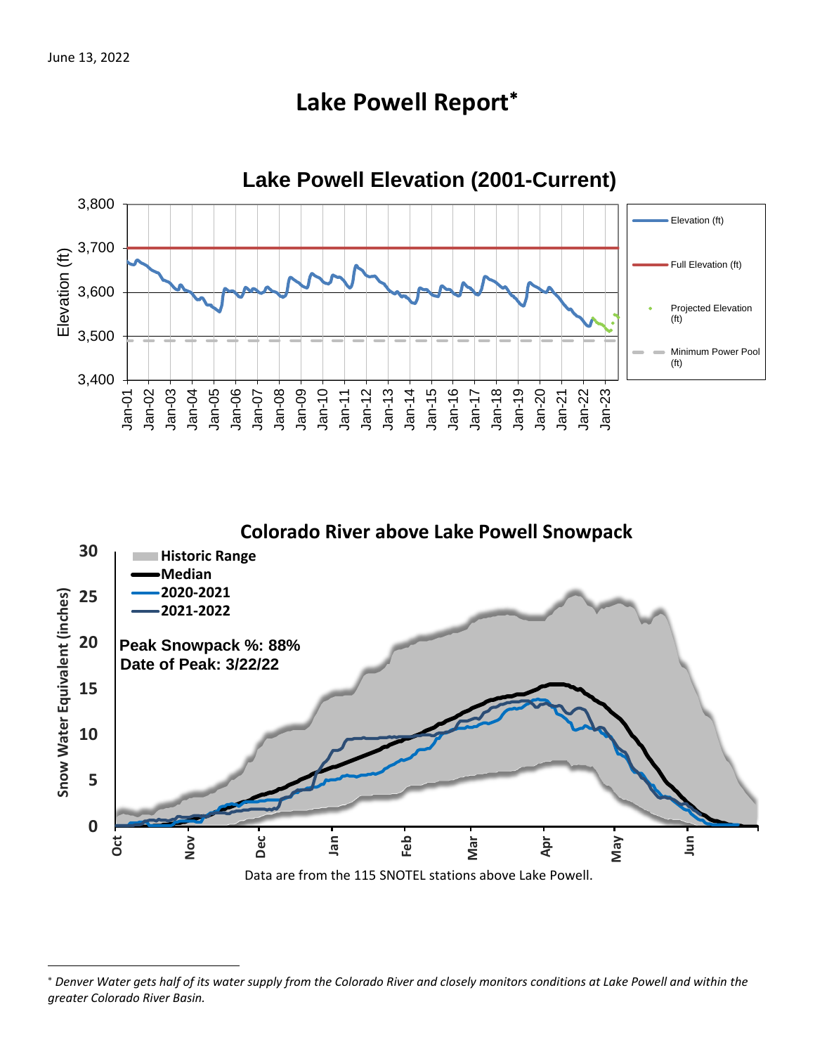June 13, 2022

# Lake Powell Report*

## Lake Powell Elevation (2001-Current)

Elevation (ft)

3,800
3,700
3,600
3,500
3,400

Jan-01 Jan-02 Jan-03 Jan-04 Jan-05 Jan-06 Jan-07 Jan-08 Jan-09 Jan-10 Jan-11 Jan-12 Jan-13 Jan-14 Jan-15 Jan-16 Jan-17 Jan-18 Jan-19 Jan-20 Jan-21 Jan-22 Jan-23

Elevation (ft)
Full Elevation (ft)
Projected Elevation (ft)
Minimum Power Pool (ft)

## Colorado River above Lake Powell Snowpack

Snow Water Equivalent (inches)

30
25
20
15
10
5
0

Historic Range
Median
2020-2021
2021-2022

**Peak Snowpack %: 88%**
**Date of Peak: 3/22/22**

Oct Nov Dec Jan Feb Mar Apr May Jun

Data are from the 115 SNOTEL stations above Lake Powell.

---

\* *Denver Water gets half of its water supply from the Colorado River and closely monitors conditions at Lake Powell and within the greater Colorado River Basin.*